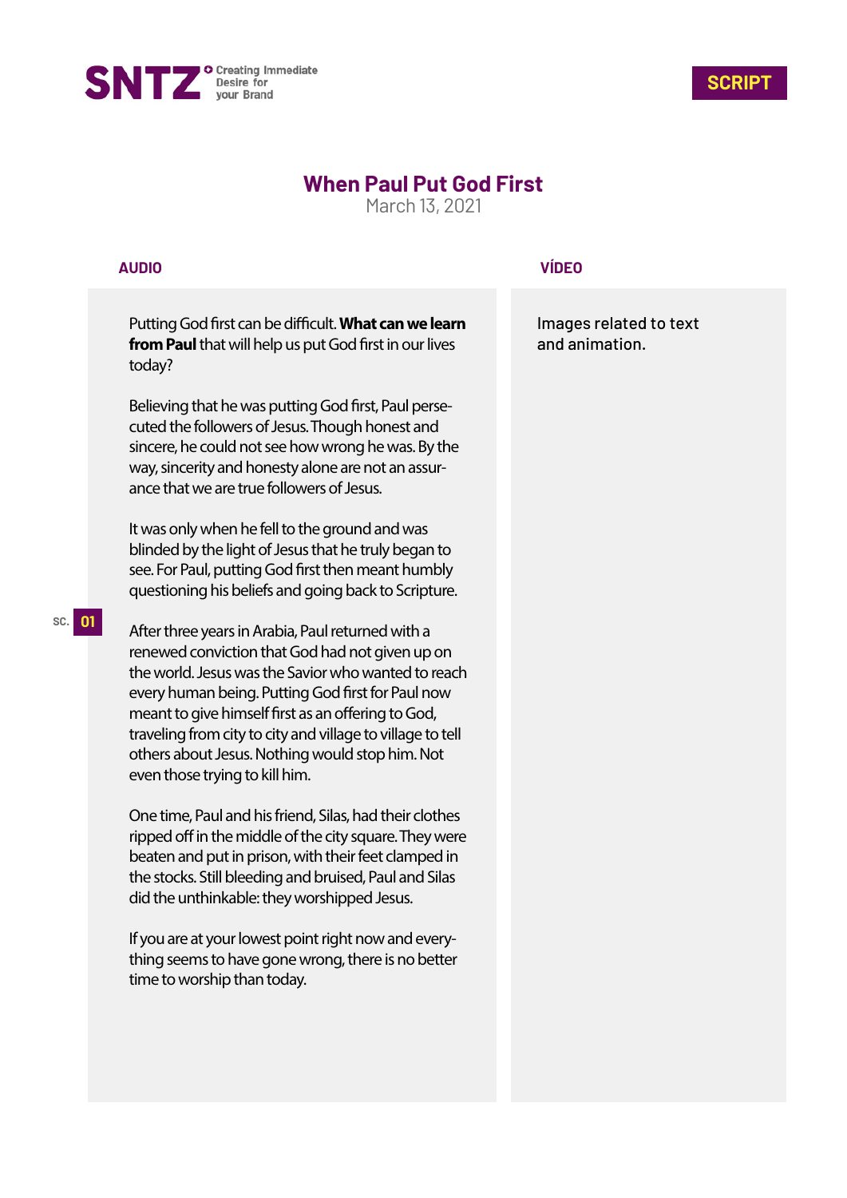SNTZ Creating Immediate Desire for your Brand

**SCRIPT**

# When Paul Put God First

March 13, 2021

| AUDIO | VÍDEO |
|---|---|
| Putting God first can be difficult. **What can we learn from Paul** that will help us put God first in our lives today? | Images related to text and animation. |

Putting God first can be difficult. **What can we learn from Paul** that will help us put God first in our lives today?

Believing that he was putting God first, Paul persecuted the followers of Jesus. Though honest and sincere, he could not see how wrong he was. By the way, sincerity and honesty alone are not an assurance that we are true followers of Jesus.

It was only when he fell to the ground and was blinded by the light of Jesus that he truly began to see. For Paul, putting God first then meant humbly questioning his beliefs and going back to Scripture.

SC. 01

After three years in Arabia, Paul returned with a renewed conviction that God had not given up on the world. Jesus was the Savior who wanted to reach every human being. Putting God first for Paul now meant to give himself first as an offering to God, traveling from city to city and village to village to tell others about Jesus. Nothing would stop him. Not even those trying to kill him.

One time, Paul and his friend, Silas, had their clothes ripped off in the middle of the city square. They were beaten and put in prison, with their feet clamped in the stocks. Still bleeding and bruised, Paul and Silas did the unthinkable: they worshipped Jesus.

If you are at your lowest point right now and everything seems to have gone wrong, there is no better time to worship than today.

SNTZ Creating Immediate Desire for your Brand

**SCRIPT**

# When Paul Put God First

March 13, 2021

**AUDIO**

Putting God first can be difficult. **What can we learn from Paul** that will help us put God first in our lives today?

Believing that he was putting God first, Paul persecuted the followers of Jesus. Though honest and sincere, he could not see how wrong he was. By the way, sincerity and honesty alone are not an assurance that we are true followers of Jesus.

It was only when he fell to the ground and was blinded by the light of Jesus that he truly began to see. For Paul, putting God first then meant humbly questioning his beliefs and going back to Scripture.

SC. 01

After three years in Arabia, Paul returned with a renewed conviction that God had not given up on the world. Jesus was the Savior who wanted to reach every human being. Putting God first for Paul now meant to give himself first as an offering to God, traveling from city to city and village to village to tell others about Jesus. Nothing would stop him. Not even those trying to kill him.

One time, Paul and his friend, Silas, had their clothes ripped off in the middle of the city square. They were beaten and put in prison, with their feet clamped in the stocks. Still bleeding and bruised, Paul and Silas did the unthinkable: they worshipped Jesus.

If you are at your lowest point right now and everything seems to have gone wrong, there is no better time to worship than today.

**VÍDEO**

Images related to text and animation.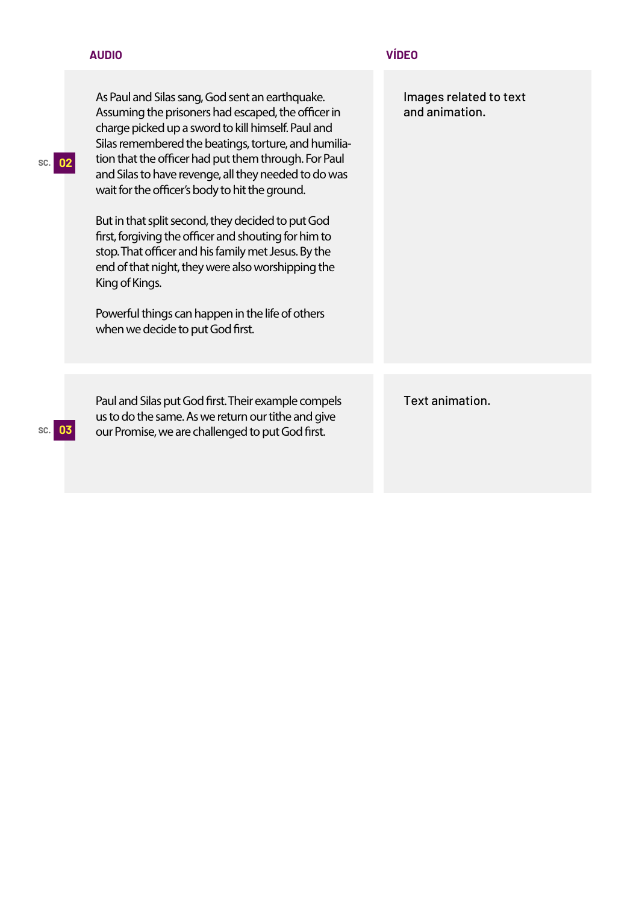| SC. | AUDIO | VÍDEO |
| --- | --- | --- |
| 02 | As Paul and Silas sang, God sent an earthquake. Assuming the prisoners had escaped, the officer in charge picked up a sword to kill himself. Paul and Silas remembered the beatings, torture, and humiliation that the officer had put them through. For Paul and Silas to have revenge, all they needed to do was wait for the officer's body to hit the ground.<br><br>But in that split second, they decided to put God first, forgiving the officer and shouting for him to stop. That officer and his family met Jesus. By the end of that night, they were also worshipping the King of Kings.<br><br>Powerful things can happen in the life of others when we decide to put God first. | Images related to text and animation. |
| 03 | Paul and Silas put God first. Their example compels us to do the same. As we return our tithe and give our Promise, we are challenged to put God first. | Text animation. |